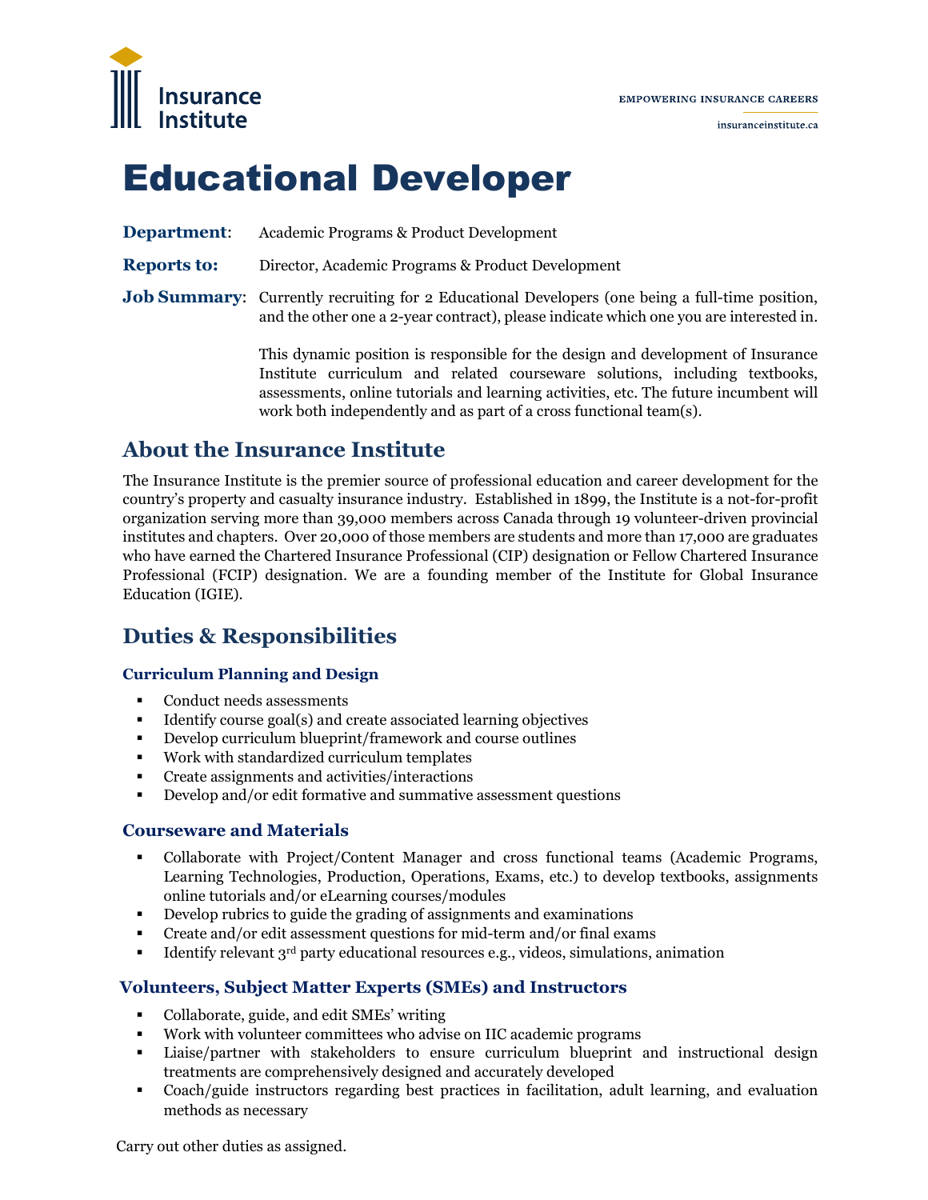Insurance Institute

EMPOWERING INSURANCE CAREERS

insuranceinstitute.ca

# Educational Developer

**Department**: Academic Programs & Product Development

**Reports to:** Director, Academic Programs & Product Development

**Job Summary**: Currently recruiting for 2 Educational Developers (one being a full-time position, and the other one a 2-year contract), please indicate which one you are interested in.

This dynamic position is responsible for the design and development of Insurance Institute curriculum and related courseware solutions, including textbooks, assessments, online tutorials and learning activities, etc. The future incumbent will work both independently and as part of a cross functional team(s).

## About the Insurance Institute

The Insurance Institute is the premier source of professional education and career development for the country's property and casualty insurance industry. Established in 1899, the Institute is a not-for-profit organization serving more than 39,000 members across Canada through 19 volunteer-driven provincial institutes and chapters. Over 20,000 of those members are students and more than 17,000 are graduates who have earned the Chartered Insurance Professional (CIP) designation or Fellow Chartered Insurance Professional (FCIP) designation. We are a founding member of the Institute for Global Insurance Education (IGIE).

## Duties & Responsibilities

### Curriculum Planning and Design

- Conduct needs assessments
- Identify course goal(s) and create associated learning objectives
- Develop curriculum blueprint/framework and course outlines
- Work with standardized curriculum templates
- Create assignments and activities/interactions
- Develop and/or edit formative and summative assessment questions

### Courseware and Materials

- Collaborate with Project/Content Manager and cross functional teams (Academic Programs, Learning Technologies, Production, Operations, Exams, etc.) to develop textbooks, assignments online tutorials and/or eLearning courses/modules
- Develop rubrics to guide the grading of assignments and examinations
- Create and/or edit assessment questions for mid-term and/or final exams
- Identify relevant 3rd party educational resources e.g., videos, simulations, animation

### Volunteers, Subject Matter Experts (SMEs) and Instructors

- Collaborate, guide, and edit SMEs' writing
- Work with volunteer committees who advise on IIC academic programs
- Liaise/partner with stakeholders to ensure curriculum blueprint and instructional design treatments are comprehensively designed and accurately developed
- Coach/guide instructors regarding best practices in facilitation, adult learning, and evaluation methods as necessary

Carry out other duties as assigned.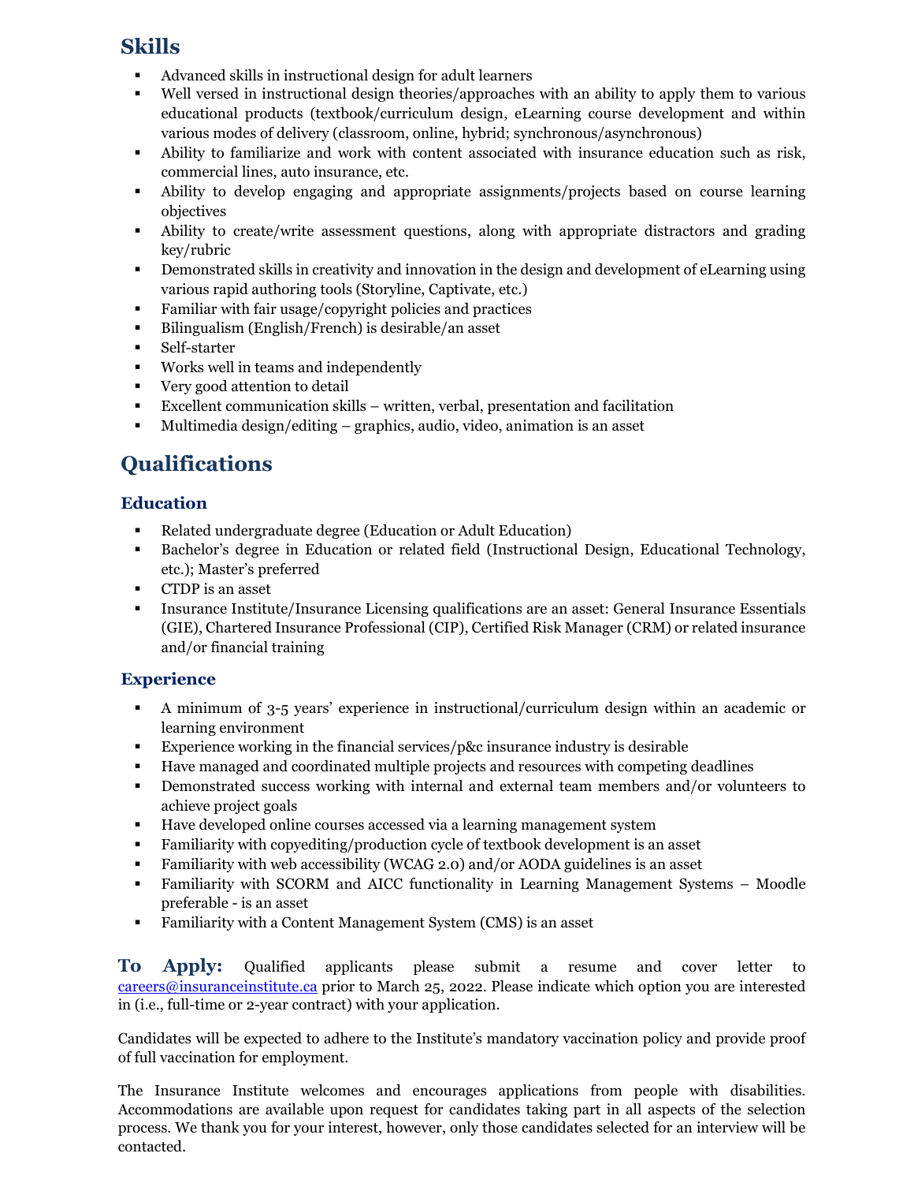## Skills

- Advanced skills in instructional design for adult learners
- Well versed in instructional design theories/approaches with an ability to apply them to various educational products (textbook/curriculum design, eLearning course development and within various modes of delivery (classroom, online, hybrid; synchronous/asynchronous)
- Ability to familiarize and work with content associated with insurance education such as risk, commercial lines, auto insurance, etc.
- Ability to develop engaging and appropriate assignments/projects based on course learning objectives
- Ability to create/write assessment questions, along with appropriate distractors and grading key/rubric
- Demonstrated skills in creativity and innovation in the design and development of eLearning using various rapid authoring tools (Storyline, Captivate, etc.)
- Familiar with fair usage/copyright policies and practices
- Bilingualism (English/French) is desirable/an asset
- Self-starter
- Works well in teams and independently
- Very good attention to detail
- Excellent communication skills – written, verbal, presentation and facilitation
- Multimedia design/editing – graphics, audio, video, animation is an asset

## Qualifications

### Education

- Related undergraduate degree (Education or Adult Education)
- Bachelor's degree in Education or related field (Instructional Design, Educational Technology, etc.); Master's preferred
- CTDP is an asset
- Insurance Institute/Insurance Licensing qualifications are an asset: General Insurance Essentials (GIE), Chartered Insurance Professional (CIP), Certified Risk Manager (CRM) or related insurance and/or financial training

### Experience

- A minimum of 3-5 years' experience in instructional/curriculum design within an academic or learning environment
- Experience working in the financial services/p&c insurance industry is desirable
- Have managed and coordinated multiple projects and resources with competing deadlines
- Demonstrated success working with internal and external team members and/or volunteers to achieve project goals
- Have developed online courses accessed via a learning management system
- Familiarity with copyediting/production cycle of textbook development is an asset
- Familiarity with web accessibility (WCAG 2.0) and/or AODA guidelines is an asset
- Familiarity with SCORM and AICC functionality in Learning Management Systems – Moodle preferable - is an asset
- Familiarity with a Content Management System (CMS) is an asset

**To Apply:** Qualified applicants please submit a resume and cover letter to careers@insuranceinstitute.ca prior to March 25, 2022. Please indicate which option you are interested in (i.e., full-time or 2-year contract) with your application.

Candidates will be expected to adhere to the Institute's mandatory vaccination policy and provide proof of full vaccination for employment.

The Insurance Institute welcomes and encourages applications from people with disabilities. Accommodations are available upon request for candidates taking part in all aspects of the selection process. We thank you for your interest, however, only those candidates selected for an interview will be contacted.